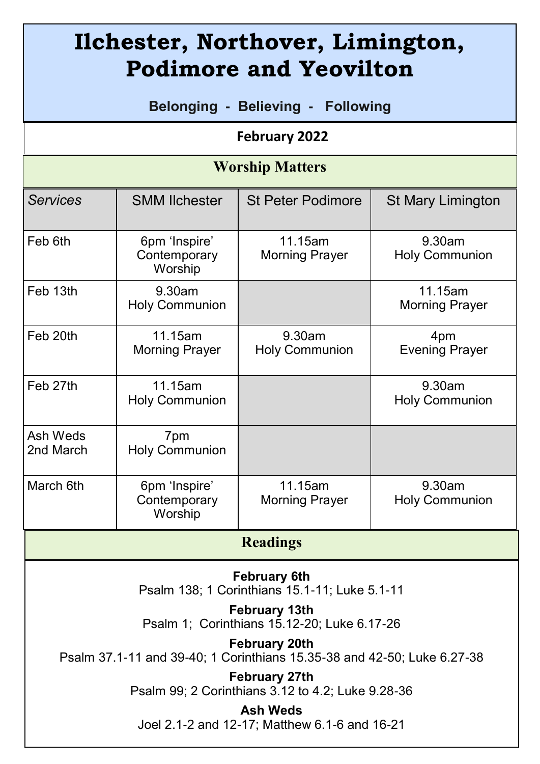# Ilchester, Northover, Limington, Podimore and Yeovilton

**Belonging - Believing - Following**

**February 2022**

## Worship Matters

| *Services* | SMM Ilchester | St Peter Podimore | St Mary Limington |
|---|---|---|---|
| Feb 6th | 6pm 'Inspire' Contemporary Worship | 11.15am Morning Prayer | 9.30am Holy Communion |
| Feb 13th | 9.30am Holy Communion | | 11.15am Morning Prayer |
| Feb 20th | 11.15am Morning Prayer | 9.30am Holy Communion | 4pm Evening Prayer |
| Feb 27th | 11.15am Holy Communion | | 9.30am Holy Communion |
| Ash Weds 2nd March | 7pm Holy Communion | | |
| March 6th | 6pm 'Inspire' Contemporary Worship | 11.15am Morning Prayer | 9.30am Holy Communion |

## Readings

**February 6th**
Psalm 138; 1 Corinthians 15.1-11; Luke 5.1-11

**February 13th**
Psalm 1; Corinthians 15.12-20; Luke 6.17-26

**February 20th**
Psalm 37.1-11 and 39-40; 1 Corinthians 15.35-38 and 42-50; Luke 6.27-38

**February 27th**
Psalm 99; 2 Corinthians 3.12 to 4.2; Luke 9.28-36

**Ash Weds**
Joel 2.1-2 and 12-17; Matthew 6.1-6 and 16-21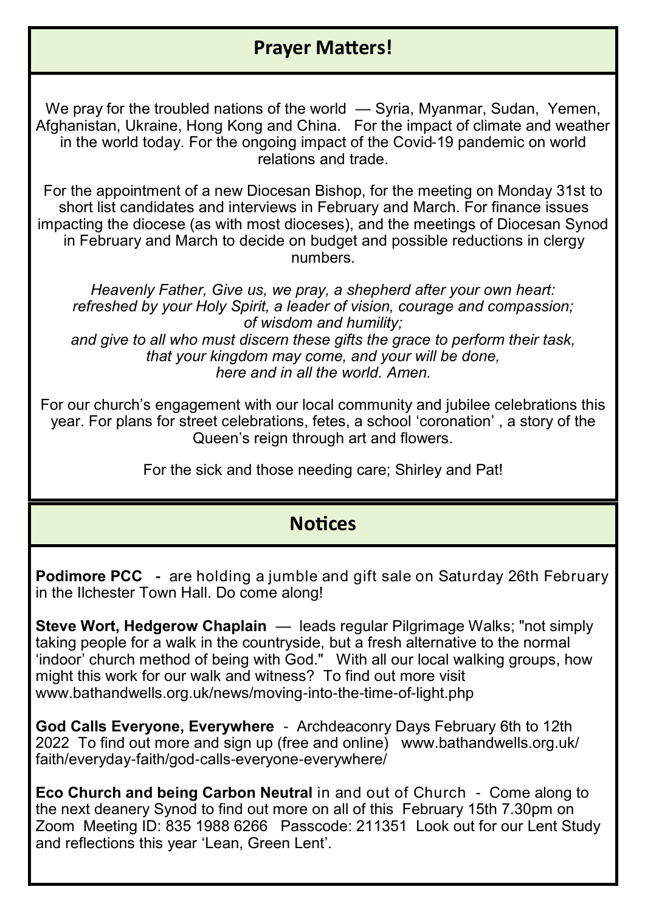## Prayer Matters!

We pray for the troubled nations of the world — Syria, Myanmar, Sudan, Yemen, Afghanistan, Ukraine, Hong Kong and China. For the impact of climate and weather in the world today. For the ongoing impact of the Covid-19 pandemic on world relations and trade.

For the appointment of a new Diocesan Bishop, for the meeting on Monday 31st to short list candidates and interviews in February and March. For finance issues impacting the diocese (as with most dioceses), and the meetings of Diocesan Synod in February and March to decide on budget and possible reductions in clergy numbers.

*Heavenly Father, Give us, we pray, a shepherd after your own heart:*
*refreshed by your Holy Spirit, a leader of vision, courage and compassion;*
*of wisdom and humility;*
*and give to all who must discern these gifts the grace to perform their task,*
*that your kingdom may come, and your will be done,*
*here and in all the world. Amen.*

For our church's engagement with our local community and jubilee celebrations this year. For plans for street celebrations, fetes, a school 'coronation' , a story of the Queen's reign through art and flowers.

For the sick and those needing care; Shirley and Pat!

## Notices

**Podimore PCC -** are holding a jumble and gift sale on Saturday 26th February in the Ilchester Town Hall. Do come along!

**Steve Wort, Hedgerow Chaplain** — leads regular Pilgrimage Walks; "not simply taking people for a walk in the countryside, but a fresh alternative to the normal 'indoor' church method of being with God." With all our local walking groups, how might this work for our walk and witness? To find out more visit www.bathandwells.org.uk/news/moving-into-the-time-of-light.php

**God Calls Everyone, Everywhere** - Archdeaconry Days February 6th to 12th 2022 To find out more and sign up (free and online) www.bathandwells.org.uk/faith/everyday-faith/god-calls-everyone-everywhere/

**Eco Church and being Carbon Neutral** in and out of Church - Come along to the next deanery Synod to find out more on all of this February 15th 7.30pm on Zoom Meeting ID: 835 1988 6266 Passcode: 211351 Look out for our Lent Study and reflections this year 'Lean, Green Lent'.